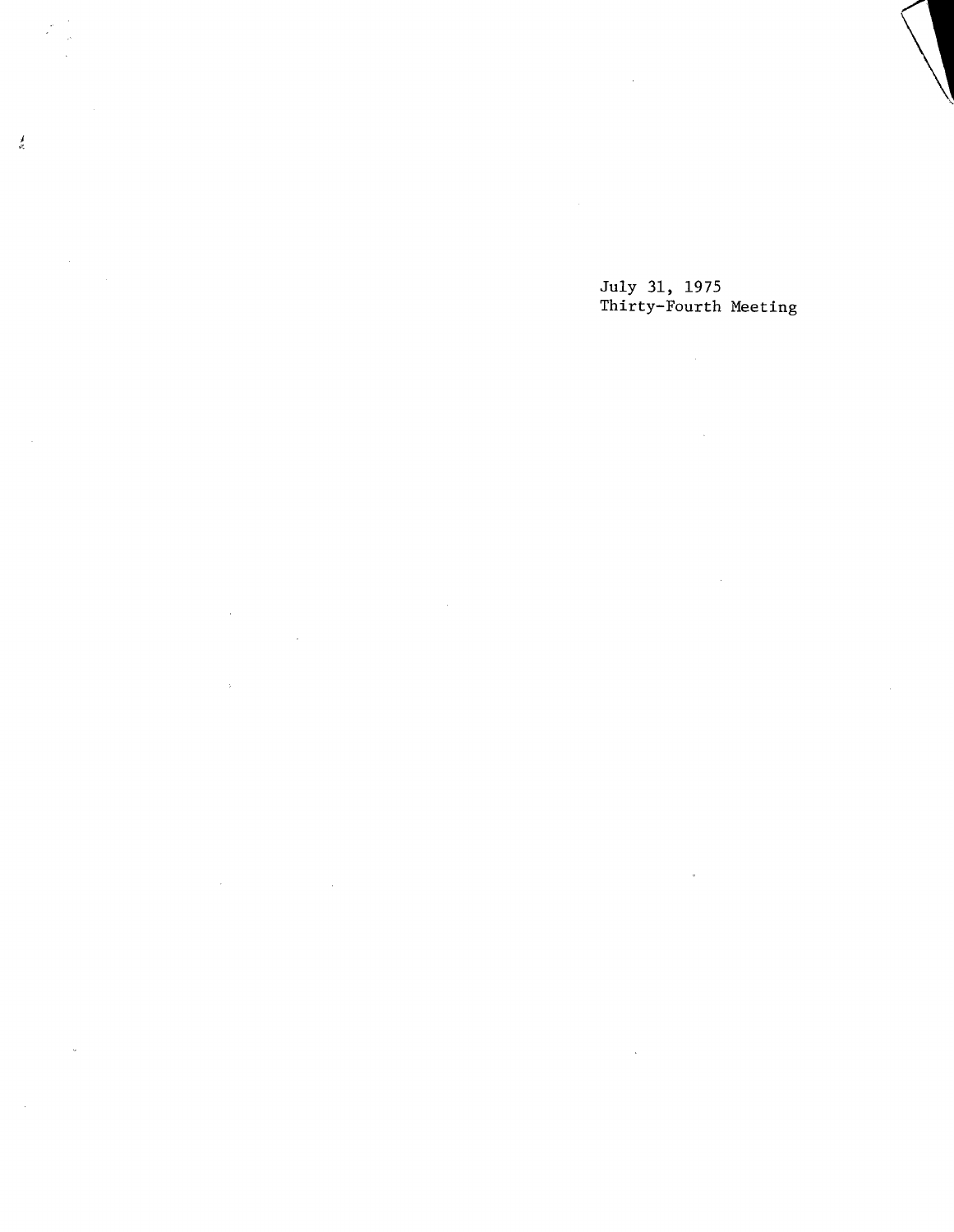July 31, 1975
Thirty-Fourth Meeting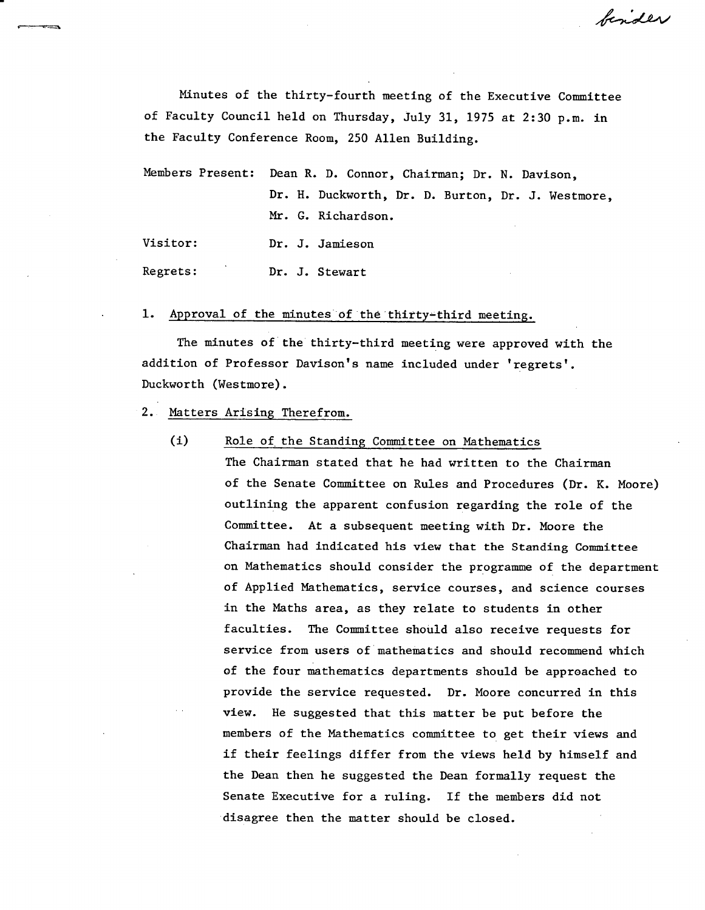binder

Minutes of the thirty-fourth meeting of the Executive Committee of Faculty Council held on Thursday, July 31, 1975 at 2:30 p.m. in the Faculty Conference Room, 250 Allen Building.

Members Present: Dean R. D. Connor, Chairman; Dr. N. Davison, Dr. H. Duckworth, Dr. D. Burton, Dr. J. Westmore, Mr. G. Richardson.

Visitor: Dr. J. Jamieson

Regrets: Dr. J. Stewart

1. Approval of the minutes of the thirty-third meeting.

The minutes of the thirty-third meeting were approved with the addition of Professor Davison's name included under 'regrets'. Duckworth (Westmore).

2. Matters Arising Therefrom.

(i) Role of the Standing Committee on Mathematics

The Chairman stated that he had written to the Chairman of the Senate Committee on Rules and Procedures (Dr. K. Moore) outlining the apparent confusion regarding the role of the Committee. At a subsequent meeting with Dr. Moore the Chairman had indicated his view that the Standing Committee on Mathematics should consider the programme of the department of Applied Mathematics, service courses, and science courses in the Maths area, as they relate to students in other faculties. The Committee should also receive requests for service from users of mathematics and should recommend which of the four mathematics departments should be approached to provide the service requested. Dr. Moore concurred in this view. He suggested that this matter be put before the members of the Mathematics committee to get their views and if their feelings differ from the views held by himself and the Dean then he suggested the Dean formally request the Senate Executive for a ruling. If the members did not disagree then the matter should be closed.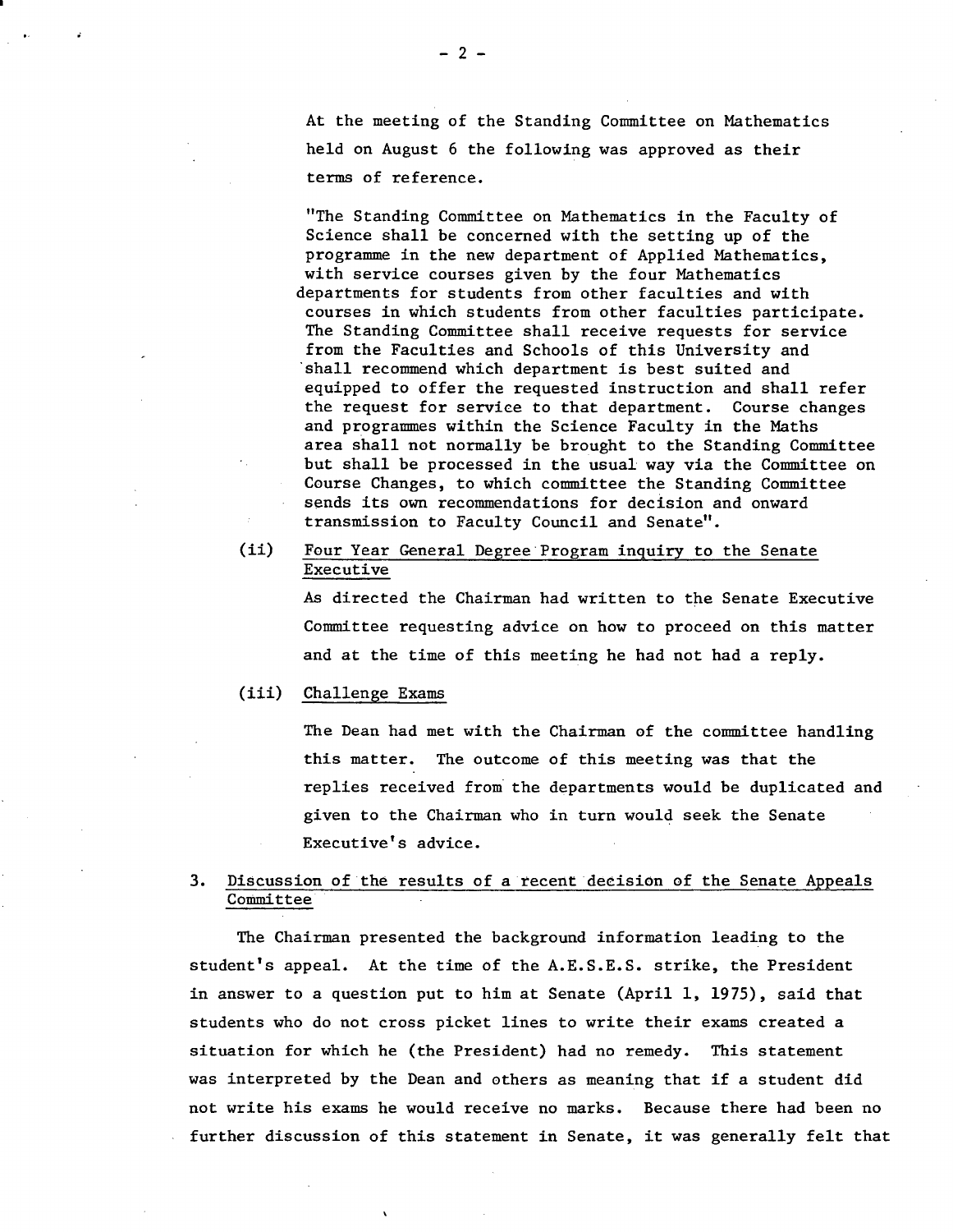At the meeting of the Standing Committee on Mathematics held on August 6 the following was approved as their terms of reference.

"The Standing Committee on Mathematics in the Faculty of Science shall be concerned with the setting up of the programme in the new department of Applied Mathematics, with service courses given by the four Mathematics departments for students from other faculties and with courses in which students from other faculties participate. The Standing Committee shall receive requests for service from the Faculties and Schools of this University and shall recommend which department is best suited and equipped to offer the requested instruction and shall refer the request for service to that department. Course changes and programmes within the Science Faculty in the Maths area shall not normally be brought to the Standing Committee but shall be processed in the usual way via the Committee on Course Changes, to which committee the Standing Committee sends its own recommendations for decision and onward transmission to Faculty Council and Senate".

(ii) <u>Four Year General Degree Program inquiry to the Senate Executive</u>

As directed the Chairman had written to the Senate Executive Committee requesting advice on how to proceed on this matter and at the time of this meeting he had not had a reply.

(iii) <u>Challenge Exams</u>

The Dean had met with the Chairman of the committee handling this matter. The outcome of this meeting was that the replies received from the departments would be duplicated and given to the Chairman who in turn would seek the Senate Executive's advice.

3. <u>Discussion of the results of a recent decision of the Senate Appeals Committee</u>

The Chairman presented the background information leading to the student's appeal. At the time of the A.E.S.E.S. strike, the President in answer to a question put to him at Senate (April 1, 1975), said that students who do not cross picket lines to write their exams created a situation for which he (the President) had no remedy. This statement was interpreted by the Dean and others as meaning that if a student did not write his exams he would receive no marks. Because there had been no further discussion of this statement in Senate, it was generally felt that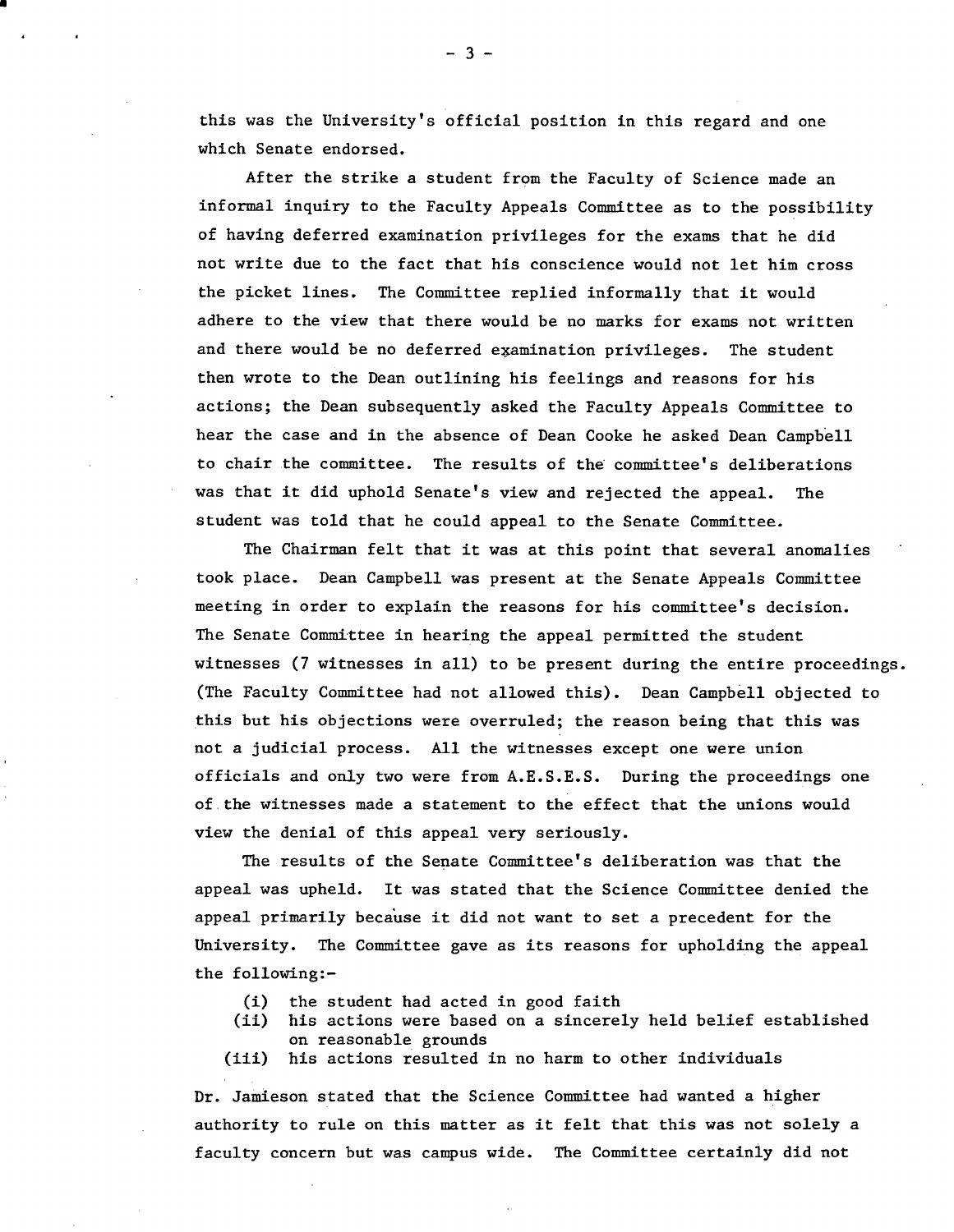this was the University's official position in this regard and one which Senate endorsed.

After the strike a student from the Faculty of Science made an informal inquiry to the Faculty Appeals Committee as to the possibility of having deferred examination privileges for the exams that he did not write due to the fact that his conscience would not let him cross the picket lines. The Committee replied informally that it would adhere to the view that there would be no marks for exams not written and there would be no deferred examination privileges. The student then wrote to the Dean outlining his feelings and reasons for his actions; the Dean subsequently asked the Faculty Appeals Committee to hear the case and in the absence of Dean Cooke he asked Dean Campbell to chair the committee. The results of the committee's deliberations was that it did uphold Senate's view and rejected the appeal. The student was told that he could appeal to the Senate Committee.

The Chairman felt that it was at this point that several anomalies took place. Dean Campbell was present at the Senate Appeals Committee meeting in order to explain the reasons for his committee's decision. The Senate Committee in hearing the appeal permitted the student witnesses (7 witnesses in all) to be present during the entire proceedings. (The Faculty Committee had not allowed this). Dean Campbell objected to this but his objections were overruled; the reason being that this was not a judicial process. All the witnesses except one were union officials and only two were from A.E.S.E.S. During the proceedings one of the witnesses made a statement to the effect that the unions would view the denial of this appeal very seriously.

The results of the Senate Committee's deliberation was that the appeal was upheld. It was stated that the Science Committee denied the appeal primarily because it did not want to set a precedent for the University. The Committee gave as its reasons for upholding the appeal the following:-

(i) the student had acted in good faith
(ii) his actions were based on a sincerely held belief established on reasonable grounds
(iii) his actions resulted in no harm to other individuals

Dr. Jamieson stated that the Science Committee had wanted a higher authority to rule on this matter as it felt that this was not solely a faculty concern but was campus wide. The Committee certainly did not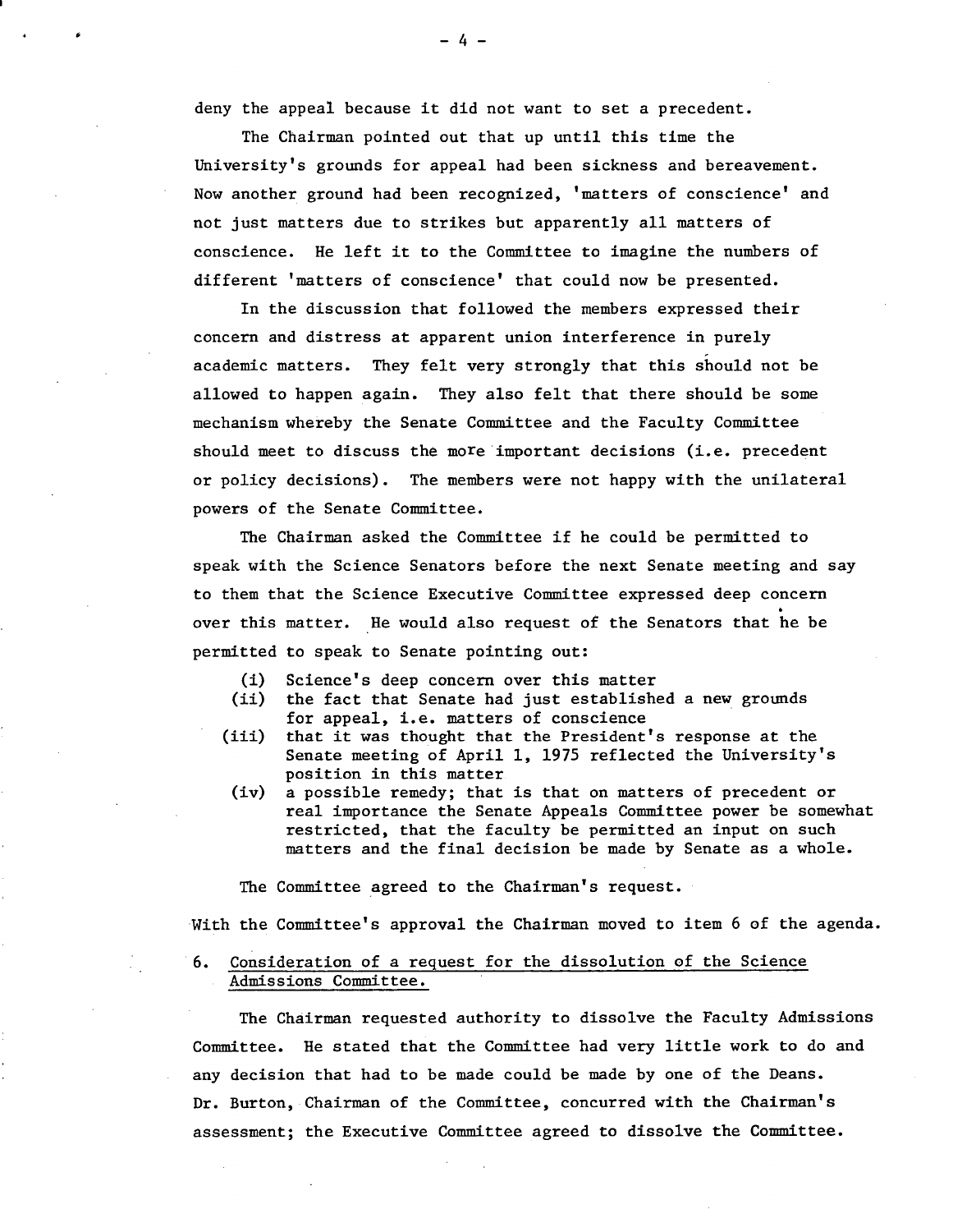deny the appeal because it did not want to set a precedent.

The Chairman pointed out that up until this time the University's grounds for appeal had been sickness and bereavement. Now another ground had been recognized, 'matters of conscience' and not just matters due to strikes but apparently all matters of conscience. He left it to the Committee to imagine the numbers of different 'matters of conscience' that could now be presented.

In the discussion that followed the members expressed their concern and distress at apparent union interference in purely academic matters. They felt very strongly that this should not be allowed to happen again. They also felt that there should be some mechanism whereby the Senate Committee and the Faculty Committee should meet to discuss the more important decisions (i.e. precedent or policy decisions). The members were not happy with the unilateral powers of the Senate Committee.

The Chairman asked the Committee if he could be permitted to speak with the Science Senators before the next Senate meeting and say to them that the Science Executive Committee expressed deep concern over this matter. He would also request of the Senators that he be permitted to speak to Senate pointing out:

(i) Science's deep concern over this matter
(ii) the fact that Senate had just established a new grounds for appeal, i.e. matters of conscience
(iii) that it was thought that the President's response at the Senate meeting of April 1, 1975 reflected the University's position in this matter
(iv) a possible remedy; that is that on matters of precedent or real importance the Senate Appeals Committee power be somewhat restricted, that the faculty be permitted an input on such matters and the final decision be made by Senate as a whole.

The Committee agreed to the Chairman's request.

With the Committee's approval the Chairman moved to item 6 of the agenda.

6. Consideration of a request for the dissolution of the Science Admissions Committee.

The Chairman requested authority to dissolve the Faculty Admissions Committee. He stated that the Committee had very little work to do and any decision that had to be made could be made by one of the Deans. Dr. Burton, Chairman of the Committee, concurred with the Chairman's assessment; the Executive Committee agreed to dissolve the Committee.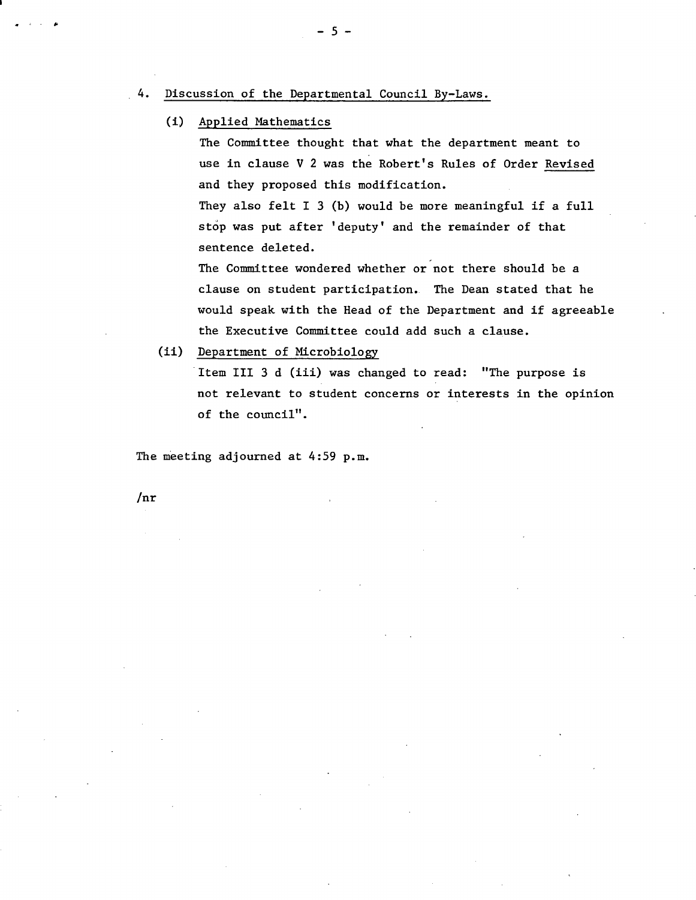4. Discussion of the Departmental Council By-Laws.

   (i) Applied Mathematics

   The Committee thought that what the department meant to use in clause V 2 was the Robert's Rules of Order Revised and they proposed this modification.

   They also felt I 3 (b) would be more meaningful if a full stop was put after 'deputy' and the remainder of that sentence deleted.

   The Committee wondered whether or not there should be a clause on student participation. The Dean stated that he would speak with the Head of the Department and if agreeable the Executive Committee could add such a clause.

   (ii) Department of Microbiology

   Item III 3 d (iii) was changed to read: "The purpose is not relevant to student concerns or interests in the opinion of the council".

The meeting adjourned at 4:59 p.m.

/nr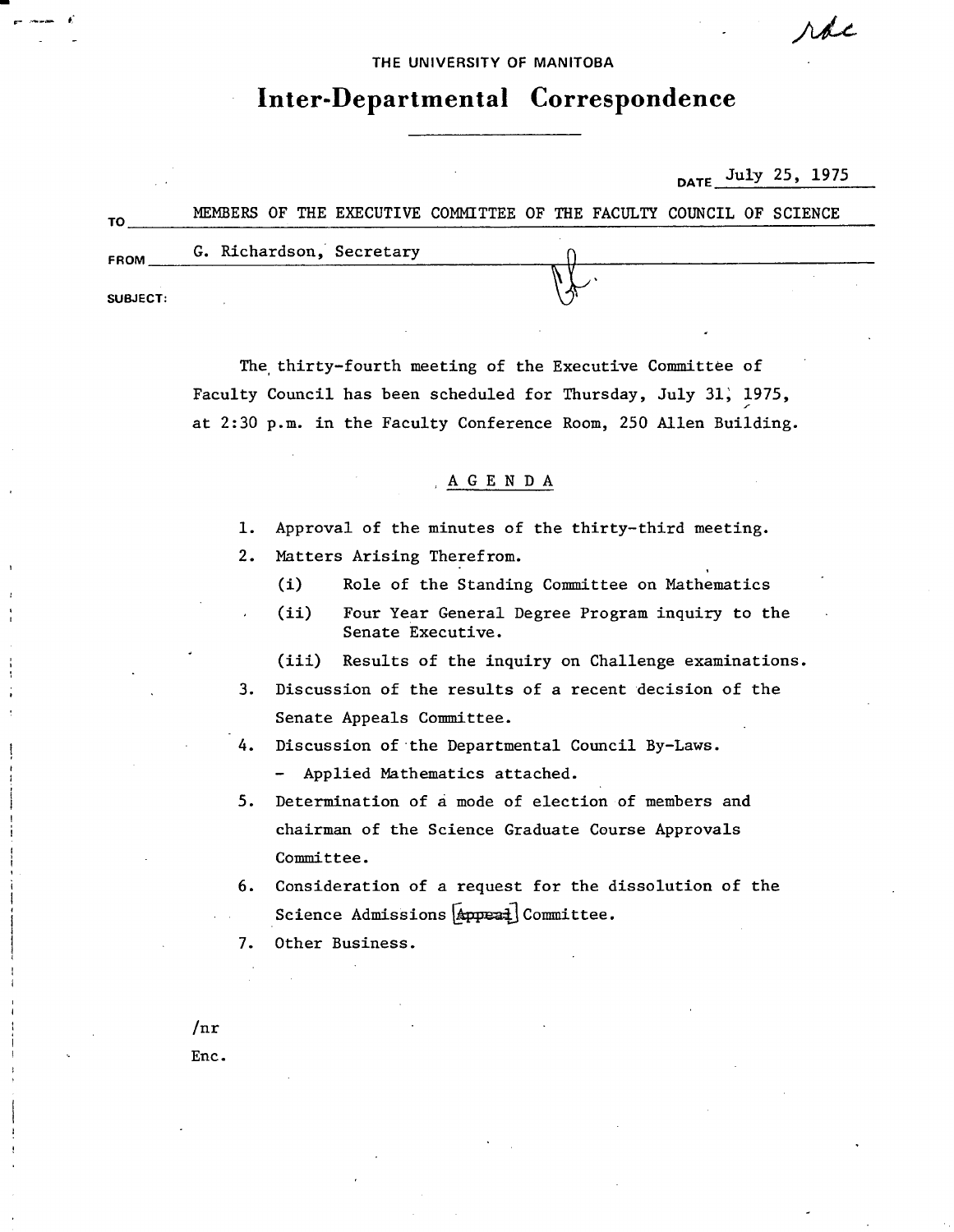THE UNIVERSITY OF MANITOBA

# Inter-Departmental Correspondence

DATE July 25, 1975

TO MEMBERS OF THE EXECUTIVE COMMITTEE OF THE FACULTY COUNCIL OF SCIENCE

FROM G. Richardson, Secretary

SUBJECT:

The thirty-fourth meeting of the Executive Committee of Faculty Council has been scheduled for Thursday, July 31, 1975, at 2:30 p.m. in the Faculty Conference Room, 250 Allen Building.

## AGENDA

1. Approval of the minutes of the thirty-third meeting.
2. Matters Arising Therefrom.
   - (i) Role of the Standing Committee on Mathematics
   - (ii) Four Year General Degree Program inquiry to the Senate Executive.
   - (iii) Results of the inquiry on Challenge examinations.
3. Discussion of the results of a recent decision of the Senate Appeals Committee.
4. Discussion of the Departmental Council By-Laws.
   - Applied Mathematics attached.
5. Determination of a mode of election of members and chairman of the Science Graduate Course Approvals Committee.
6. Consideration of a request for the dissolution of the Science Admissions ~~Appeal~~ Committee.
7. Other Business.

/nr

Enc.